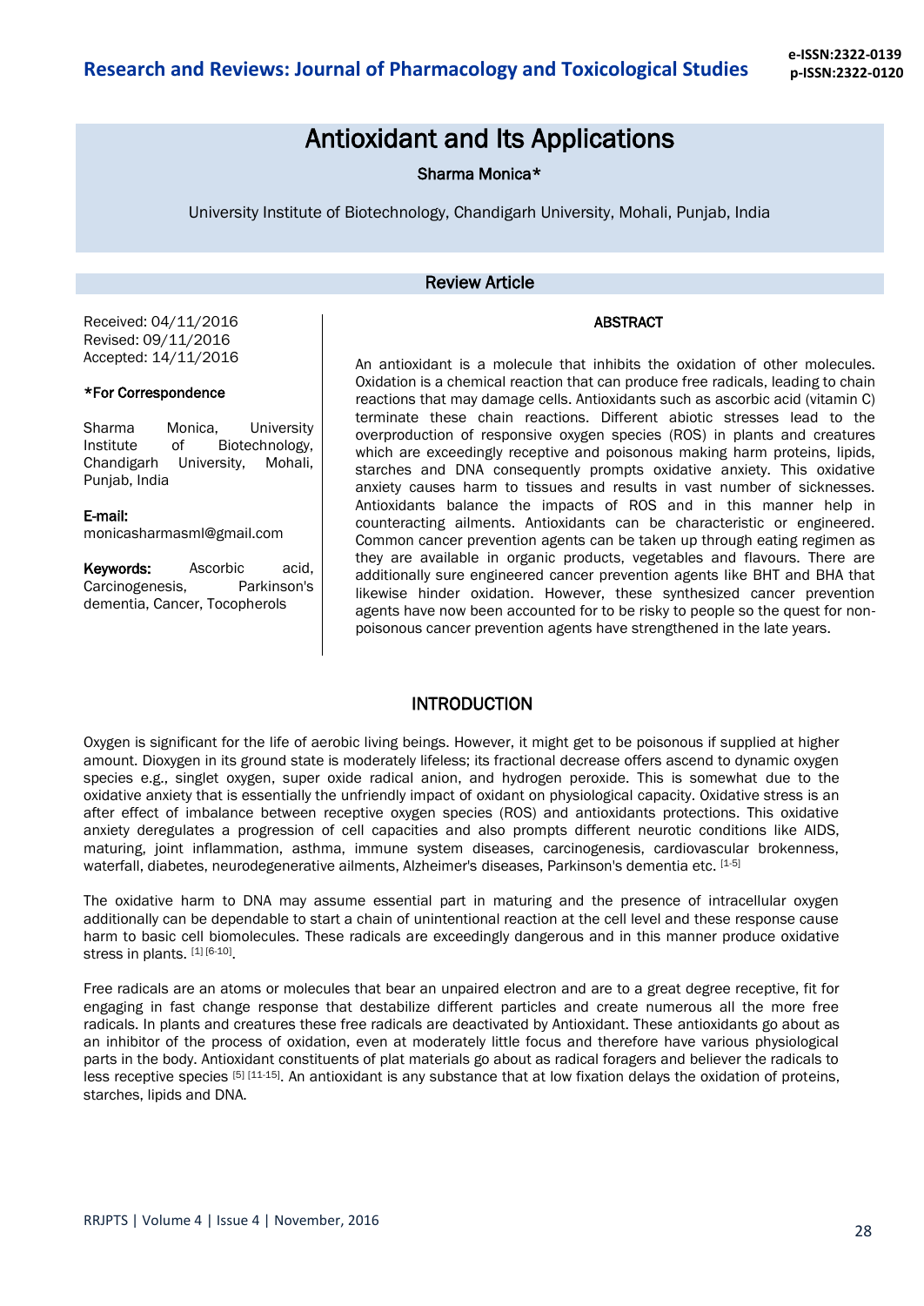# Antioxidant and Its Applications

**Sharma Monica***

University Institute of Biotechnology, Chandigarh University, Mohali, Punjab, India

## Review Article

Received: 04/11/2016
Revised: 09/11/2016
Accepted: 14/11/2016

**\*For Correspondence**

Sharma Monica, University Institute of Biotechnology, Chandigarh University, Mohali, Punjab, India

**E-mail:** monicasharmasml@gmail.com

**Keywords:** Ascorbic acid, Carcinogenesis, Parkinson's dementia, Cancer, Tocopherols

### ABSTRACT

An antioxidant is a molecule that inhibits the oxidation of other molecules. Oxidation is a chemical reaction that can produce free radicals, leading to chain reactions that may damage cells. Antioxidants such as ascorbic acid (vitamin C) terminate these chain reactions. Different abiotic stresses lead to the overproduction of responsive oxygen species (ROS) in plants and creatures which are exceedingly receptive and poisonous making harm proteins, lipids, starches and DNA consequently prompts oxidative anxiety. This oxidative anxiety causes harm to tissues and results in vast number of sicknesses. Antioxidants balance the impacts of ROS and in this manner help in counteracting ailments. Antioxidants can be characteristic or engineered. Common cancer prevention agents can be taken up through eating regimen as they are available in organic products, vegetables and flavours. There are additionally sure engineered cancer prevention agents like BHT and BHA that likewise hinder oxidation. However, these synthesized cancer prevention agents have now been accounted for to be risky to people so the quest for non-poisonous cancer prevention agents have strengthened in the late years.

## INTRODUCTION

Oxygen is significant for the life of aerobic living beings. However, it might get to be poisonous if supplied at higher amount. Dioxygen in its ground state is moderately lifeless; its fractional decrease offers ascend to dynamic oxygen species e.g., singlet oxygen, super oxide radical anion, and hydrogen peroxide. This is somewhat due to the oxidative anxiety that is essentially the unfriendly impact of oxidant on physiological capacity. Oxidative stress is an after effect of imbalance between receptive oxygen species (ROS) and antioxidants protections. This oxidative anxiety deregulates a progression of cell capacities and also prompts different neurotic conditions like AIDS, maturing, joint inflammation, asthma, immune system diseases, carcinogenesis, cardiovascular brokenness, waterfall, diabetes, neurodegenerative ailments, Alzheimer's diseases, Parkinson's dementia etc. [1-5]

The oxidative harm to DNA may assume essential part in maturing and the presence of intracellular oxygen additionally can be dependable to start a chain of unintentional reaction at the cell level and these response cause harm to basic cell biomolecules. These radicals are exceedingly dangerous and in this manner produce oxidative stress in plants. [1] [6-10].

Free radicals are an atoms or molecules that bear an unpaired electron and are to a great degree receptive, fit for engaging in fast change response that destabilize different particles and create numerous all the more free radicals. In plants and creatures these free radicals are deactivated by Antioxidant. These antioxidants go about as an inhibitor of the process of oxidation, even at moderately little focus and therefore have various physiological parts in the body. Antioxidant constituents of plat materials go about as radical foragers and believer the radicals to less receptive species [5] [11-15]. An antioxidant is any substance that at low fixation delays the oxidation of proteins, starches, lipids and DNA.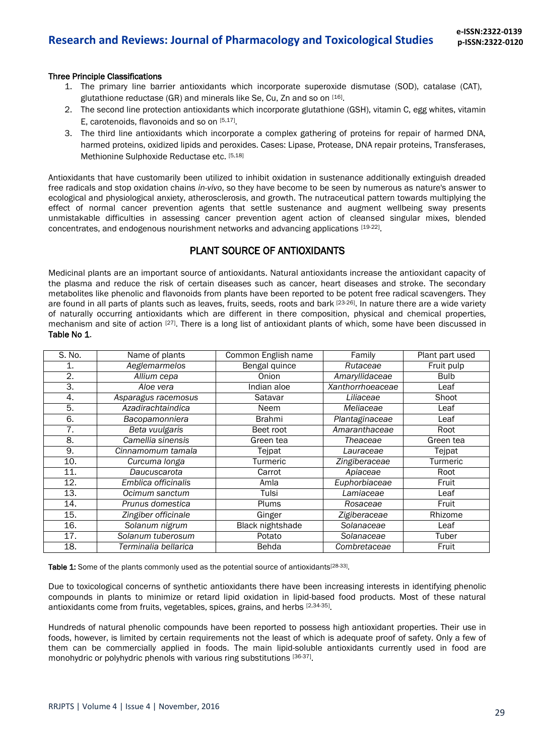**Three Principle Classifications**

1. The primary line barrier antioxidants which incorporate superoxide dismutase (SOD), catalase (CAT), glutathione reductase (GR) and minerals like Se, Cu, Zn and so on [16].
2. The second line protection antioxidants which incorporate glutathione (GSH), vitamin C, egg whites, vitamin E, carotenoids, flavonoids and so on [5,17].
3. The third line antioxidants which incorporate a complex gathering of proteins for repair of harmed DNA, harmed proteins, oxidized lipids and peroxides. Cases: Lipase, Protease, DNA repair proteins, Transferases, Methionine Sulphoxide Reductase etc. [5,18]

Antioxidants that have customarily been utilized to inhibit oxidation in sustenance additionally extinguish dreaded free radicals and stop oxidation chains *in-vivo*, so they have become to be seen by numerous as nature's answer to ecological and physiological anxiety, atherosclerosis, and growth. The nutraceutical pattern towards multiplying the effect of normal cancer prevention agents that settle sustenance and augment wellbeing sway presents unmistakable difficulties in assessing cancer prevention agent action of cleansed singular mixes, blended concentrates, and endogenous nourishment networks and advancing applications [19-22].

## PLANT SOURCE OF ANTIOXIDANTS

Medicinal plants are an important source of antioxidants. Natural antioxidants increase the antioxidant capacity of the plasma and reduce the risk of certain diseases such as cancer, heart diseases and stroke. The secondary metabolites like phenolic and flavonoids from plants have been reported to be potent free radical scavengers. They are found in all parts of plants such as leaves, fruits, seeds, roots and bark [23-26]. In nature there are a wide variety of naturally occurring antioxidants which are different in there composition, physical and chemical properties, mechanism and site of action [27]. There is a long list of antioxidant plants of which, some have been discussed in **Table No 1**.

| S. No. | Name of plants | Common English name | Family | Plant part used |
|---|---|---|---|---|
| 1. | *Aeglemarmelos* | Bengal quince | *Rutaceae* | Fruit pulp |
| 2. | *Allium cepa* | Onion | *Amaryllidaceae* | Bulb |
| 3. | *Aloe vera* | Indian aloe | *Xanthorrhoeaceae* | Leaf |
| 4. | *Asparagus racemosus* | Satavar | *Liliaceae* | Shoot |
| 5. | *Azadirachtaindica* | Neem | *Meliaceae* | Leaf |
| 6. | *Bacopamonniera* | Brahmi | *Plantaginaceae* | Leaf |
| 7. | *Beta vuulgaris* | Beet root | *Amaranthaceae* | Root |
| 8. | *Camellia sinensis* | Green tea | *Theaceae* | Green tea |
| 9. | *Cinnamomum tamala* | Tejpat | *Lauraceae* | Tejpat |
| 10. | *Curcuma longa* | Turmeric | *Zingiberaceae* | Turmeric |
| 11. | *Daucuscarota* | Carrot | *Apiaceae* | Root |
| 12. | *Emblica officinalis* | Amla | *Euphorbiaceae* | Fruit |
| 13. | *Ocimum sanctum* | Tulsi | *Lamiaceae* | Leaf |
| 14. | *Prunus domestica* | Plums | *Rosaceae* | Fruit |
| 15. | *Zingiber officinale* | Ginger | *Zigiberaceae* | Rhizome |
| 16. | *Solanum nigrum* | Black nightshade | *Solanaceae* | Leaf |
| 17. | *Solanum tuberosum* | Potato | *Solanaceae* | Tuber |
| 18. | *Terminalia bellarica* | Behda | *Combretaceae* | Fruit |

**Table 1:** Some of the plants commonly used as the potential source of antioxidants[28-33].

Due to toxicological concerns of synthetic antioxidants there have been increasing interests in identifying phenolic compounds in plants to minimize or retard lipid oxidation in lipid-based food products. Most of these natural antioxidants come from fruits, vegetables, spices, grains, and herbs [2,34-35].

Hundreds of natural phenolic compounds have been reported to possess high antioxidant properties. Their use in foods, however, is limited by certain requirements not the least of which is adequate proof of safety. Only a few of them can be commercially applied in foods. The main lipid-soluble antioxidants currently used in food are monohydric or polyhydric phenols with various ring substitutions [36-37].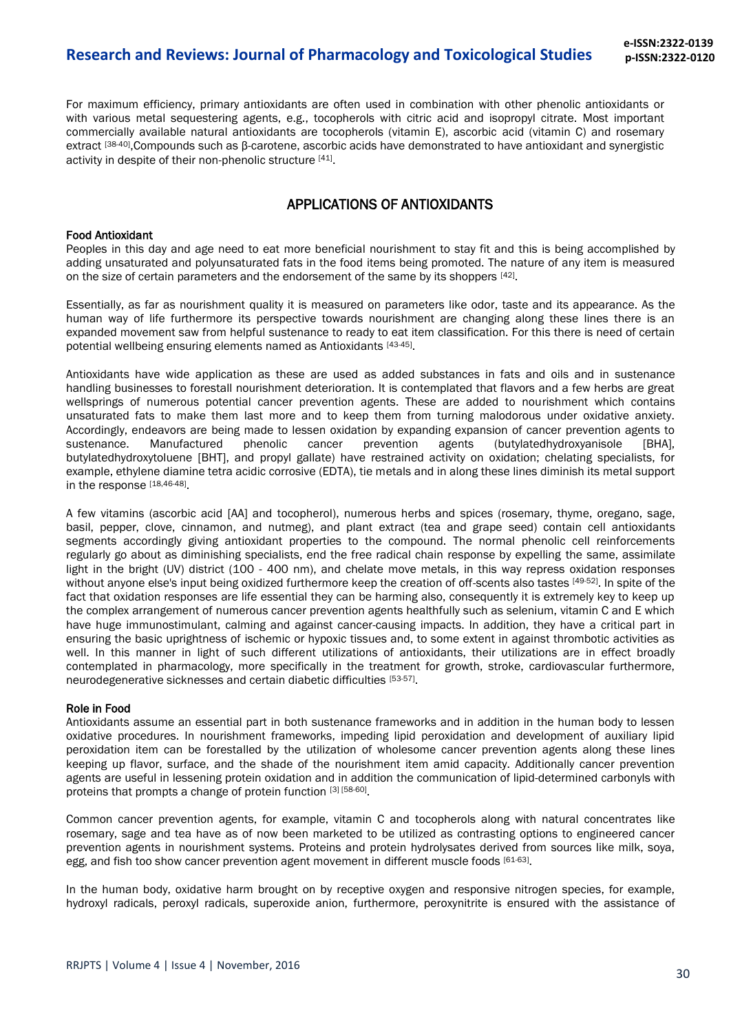For maximum efficiency, primary antioxidants are often used in combination with other phenolic antioxidants or with various metal sequestering agents, e.g., tocopherols with citric acid and isopropyl citrate. Most important commercially available natural antioxidants are tocopherols (vitamin E), ascorbic acid (vitamin C) and rosemary extract [38-40],Compounds such as β-carotene, ascorbic acids have demonstrated to have antioxidant and synergistic activity in despite of their non-phenolic structure [41].

## APPLICATIONS OF ANTIOXIDANTS

### Food Antioxidant

Peoples in this day and age need to eat more beneficial nourishment to stay fit and this is being accomplished by adding unsaturated and polyunsaturated fats in the food items being promoted. The nature of any item is measured on the size of certain parameters and the endorsement of the same by its shoppers [42].

Essentially, as far as nourishment quality it is measured on parameters like odor, taste and its appearance. As the human way of life furthermore its perspective towards nourishment are changing along these lines there is an expanded movement saw from helpful sustenance to ready to eat item classification. For this there is need of certain potential wellbeing ensuring elements named as Antioxidants [43-45].

Antioxidants have wide application as these are used as added substances in fats and oils and in sustenance handling businesses to forestall nourishment deterioration. It is contemplated that flavors and a few herbs are great wellsprings of numerous potential cancer prevention agents. These are added to nourishment which contains unsaturated fats to make them last more and to keep them from turning malodorous under oxidative anxiety. Accordingly, endeavors are being made to lessen oxidation by expanding expansion of cancer prevention agents to sustenance. Manufactured phenolic cancer prevention agents (butylatedhydroxyanisole [BHA], butylatedhydroxytoluene [BHT], and propyl gallate) have restrained activity on oxidation; chelating specialists, for example, ethylene diamine tetra acidic corrosive (EDTA), tie metals and in along these lines diminish its metal support in the response [18,46-48].

A few vitamins (ascorbic acid [AA] and tocopherol), numerous herbs and spices (rosemary, thyme, oregano, sage, basil, pepper, clove, cinnamon, and nutmeg), and plant extract (tea and grape seed) contain cell antioxidants segments accordingly giving antioxidant properties to the compound. The normal phenolic cell reinforcements regularly go about as diminishing specialists, end the free radical chain response by expelling the same, assimilate light in the bright (UV) district (100 - 400 nm), and chelate move metals, in this way repress oxidation responses without anyone else's input being oxidized furthermore keep the creation of off-scents also tastes [49-52]. In spite of the fact that oxidation responses are life essential they can be harming also, consequently it is extremely key to keep up the complex arrangement of numerous cancer prevention agents healthfully such as selenium, vitamin C and E which have huge immunostimulant, calming and against cancer-causing impacts. In addition, they have a critical part in ensuring the basic uprightness of ischemic or hypoxic tissues and, to some extent in against thrombotic activities as well. In this manner in light of such different utilizations of antioxidants, their utilizations are in effect broadly contemplated in pharmacology, more specifically in the treatment for growth, stroke, cardiovascular furthermore, neurodegenerative sicknesses and certain diabetic difficulties [53-57].

### Role in Food

Antioxidants assume an essential part in both sustenance frameworks and in addition in the human body to lessen oxidative procedures. In nourishment frameworks, impeding lipid peroxidation and development of auxiliary lipid peroxidation item can be forestalled by the utilization of wholesome cancer prevention agents along these lines keeping up flavor, surface, and the shade of the nourishment item amid capacity. Additionally cancer prevention agents are useful in lessening protein oxidation and in addition the communication of lipid-determined carbonyls with proteins that prompts a change of protein function [3] [58-60].

Common cancer prevention agents, for example, vitamin C and tocopherols along with natural concentrates like rosemary, sage and tea have as of now been marketed to be utilized as contrasting options to engineered cancer prevention agents in nourishment systems. Proteins and protein hydrolysates derived from sources like milk, soya, egg, and fish too show cancer prevention agent movement in different muscle foods [61-63].

In the human body, oxidative harm brought on by receptive oxygen and responsive nitrogen species, for example, hydroxyl radicals, peroxyl radicals, superoxide anion, furthermore, peroxynitrite is ensured with the assistance of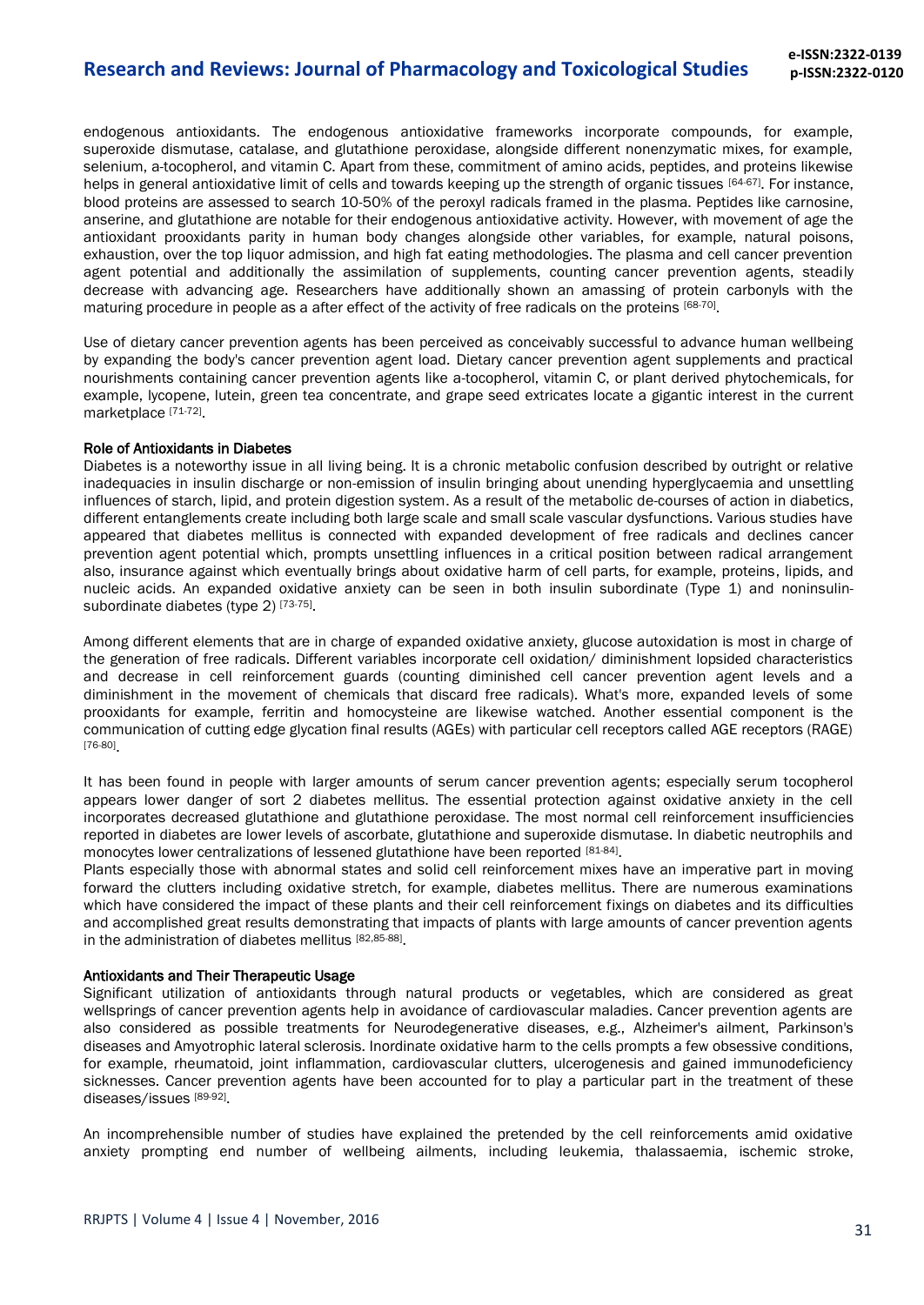endogenous antioxidants. The endogenous antioxidative frameworks incorporate compounds, for example, superoxide dismutase, catalase, and glutathione peroxidase, alongside different nonenzymatic mixes, for example, selenium, a-tocopherol, and vitamin C. Apart from these, commitment of amino acids, peptides, and proteins likewise helps in general antioxidative limit of cells and towards keeping up the strength of organic tissues [64-67]. For instance, blood proteins are assessed to search 10-50% of the peroxyl radicals framed in the plasma. Peptides like carnosine, anserine, and glutathione are notable for their endogenous antioxidative activity. However, with movement of age the antioxidant prooxidants parity in human body changes alongside other variables, for example, natural poisons, exhaustion, over the top liquor admission, and high fat eating methodologies. The plasma and cell cancer prevention agent potential and additionally the assimilation of supplements, counting cancer prevention agents, steadily decrease with advancing age. Researchers have additionally shown an amassing of protein carbonyls with the maturing procedure in people as a after effect of the activity of free radicals on the proteins [68-70].

Use of dietary cancer prevention agents has been perceived as conceivably successful to advance human wellbeing by expanding the body's cancer prevention agent load. Dietary cancer prevention agent supplements and practical nourishments containing cancer prevention agents like a-tocopherol, vitamin C, or plant derived phytochemicals, for example, lycopene, lutein, green tea concentrate, and grape seed extricates locate a gigantic interest in the current marketplace [71-72].

### Role of Antioxidants in Diabetes

Diabetes is a noteworthy issue in all living being. It is a chronic metabolic confusion described by outright or relative inadequacies in insulin discharge or non-emission of insulin bringing about unending hyperglycaemia and unsettling influences of starch, lipid, and protein digestion system. As a result of the metabolic de-courses of action in diabetics, different entanglements create including both large scale and small scale vascular dysfunctions. Various studies have appeared that diabetes mellitus is connected with expanded development of free radicals and declines cancer prevention agent potential which, prompts unsettling influences in a critical position between radical arrangement also, insurance against which eventually brings about oxidative harm of cell parts, for example, proteins, lipids, and nucleic acids. An expanded oxidative anxiety can be seen in both insulin subordinate (Type 1) and noninsulin-subordinate diabetes (type 2) [73-75].

Among different elements that are in charge of expanded oxidative anxiety, glucose autoxidation is most in charge of the generation of free radicals. Different variables incorporate cell oxidation/ diminishment lopsided characteristics and decrease in cell reinforcement guards (counting diminished cell cancer prevention agent levels and a diminishment in the movement of chemicals that discard free radicals). What's more, expanded levels of some prooxidants for example, ferritin and homocysteine are likewise watched. Another essential component is the communication of cutting edge glycation final results (AGEs) with particular cell receptors called AGE receptors (RAGE) [76-80].

It has been found in people with larger amounts of serum cancer prevention agents; especially serum tocopherol appears lower danger of sort 2 diabetes mellitus. The essential protection against oxidative anxiety in the cell incorporates decreased glutathione and glutathione peroxidase. The most normal cell reinforcement insufficiencies reported in diabetes are lower levels of ascorbate, glutathione and superoxide dismutase. In diabetic neutrophils and monocytes lower centralizations of lessened glutathione have been reported [81-84].

Plants especially those with abnormal states and solid cell reinforcement mixes have an imperative part in moving forward the clutters including oxidative stretch, for example, diabetes mellitus. There are numerous examinations which have considered the impact of these plants and their cell reinforcement fixings on diabetes and its difficulties and accomplished great results demonstrating that impacts of plants with large amounts of cancer prevention agents in the administration of diabetes mellitus [82,85-88].

### Antioxidants and Their Therapeutic Usage

Significant utilization of antioxidants through natural products or vegetables, which are considered as great wellsprings of cancer prevention agents help in avoidance of cardiovascular maladies. Cancer prevention agents are also considered as possible treatments for Neurodegenerative diseases, e.g., Alzheimer's ailment, Parkinson's diseases and Amyotrophic lateral sclerosis. Inordinate oxidative harm to the cells prompts a few obsessive conditions, for example, rheumatoid, joint inflammation, cardiovascular clutters, ulcerogenesis and gained immunodeficiency sicknesses. Cancer prevention agents have been accounted for to play a particular part in the treatment of these diseases/issues [89-92].

An incomprehensible number of studies have explained the pretended by the cell reinforcements amid oxidative anxiety prompting end number of wellbeing ailments, including leukemia, thalassaemia, ischemic stroke,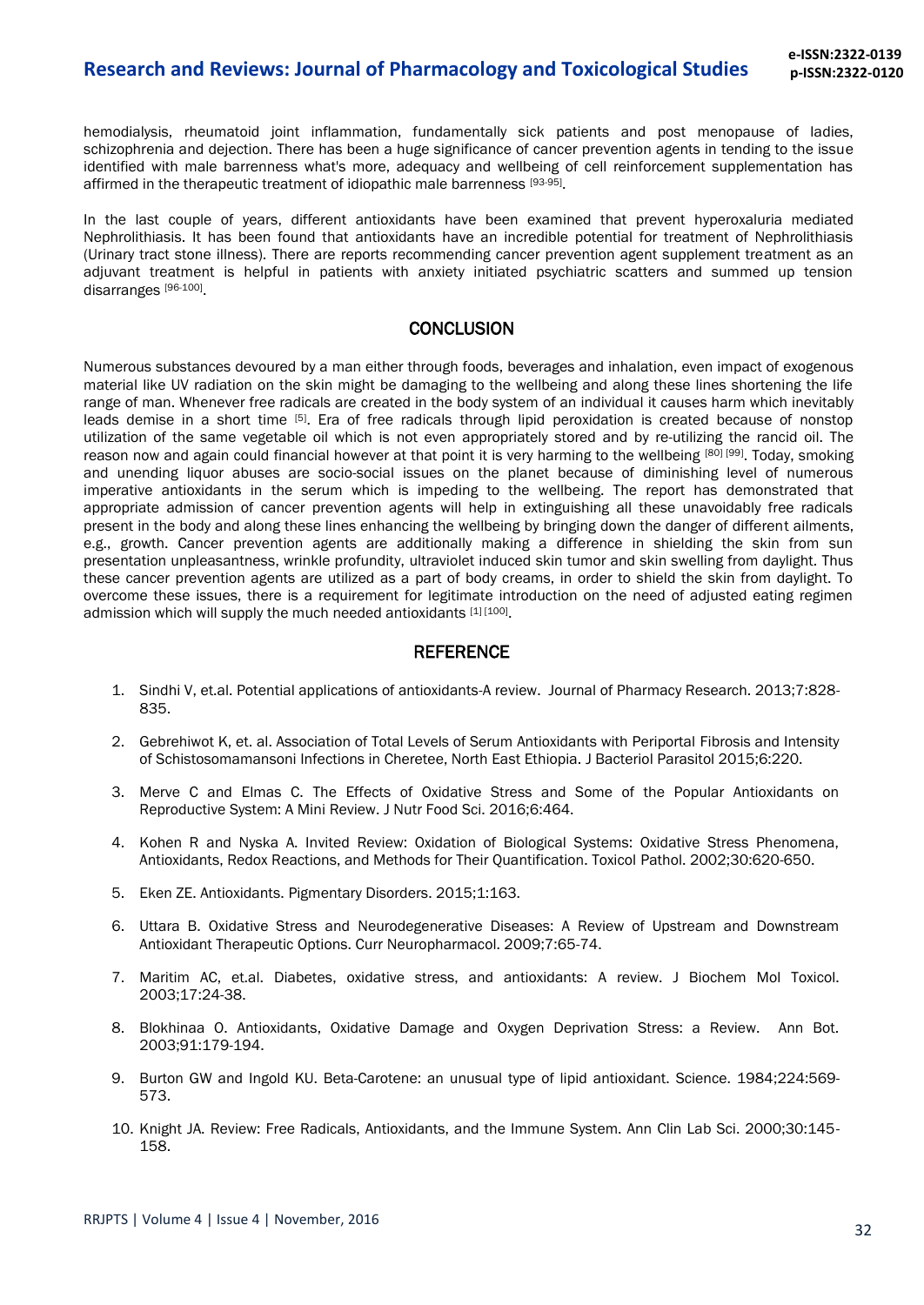hemodialysis, rheumatoid joint inflammation, fundamentally sick patients and post menopause of ladies, schizophrenia and dejection. There has been a huge significance of cancer prevention agents in tending to the issue identified with male barrenness what's more, adequacy and wellbeing of cell reinforcement supplementation has affirmed in the therapeutic treatment of idiopathic male barrenness [93-95].

In the last couple of years, different antioxidants have been examined that prevent hyperoxaluria mediated Nephrolithiasis. It has been found that antioxidants have an incredible potential for treatment of Nephrolithiasis (Urinary tract stone illness). There are reports recommending cancer prevention agent supplement treatment as an adjuvant treatment is helpful in patients with anxiety initiated psychiatric scatters and summed up tension disarranges [96-100].

## CONCLUSION

Numerous substances devoured by a man either through foods, beverages and inhalation, even impact of exogenous material like UV radiation on the skin might be damaging to the wellbeing and along these lines shortening the life range of man. Whenever free radicals are created in the body system of an individual it causes harm which inevitably leads demise in a short time [5]. Era of free radicals through lipid peroxidation is created because of nonstop utilization of the same vegetable oil which is not even appropriately stored and by re-utilizing the rancid oil. The reason now and again could financial however at that point it is very harming to the wellbeing [80] [99]. Today, smoking and unending liquor abuses are socio-social issues on the planet because of diminishing level of numerous imperative antioxidants in the serum which is impeding to the wellbeing. The report has demonstrated that appropriate admission of cancer prevention agents will help in extinguishing all these unavoidably free radicals present in the body and along these lines enhancing the wellbeing by bringing down the danger of different ailments, e.g., growth. Cancer prevention agents are additionally making a difference in shielding the skin from sun presentation unpleasantness, wrinkle profundity, ultraviolet induced skin tumor and skin swelling from daylight. Thus these cancer prevention agents are utilized as a part of body creams, in order to shield the skin from daylight. To overcome these issues, there is a requirement for legitimate introduction on the need of adjusted eating regimen admission which will supply the much needed antioxidants [1] [100].

## REFERENCE

1. Sindhi V, et.al. Potential applications of antioxidants-A review. Journal of Pharmacy Research. 2013;7:828-835.
2. Gebrehiwot K, et. al. Association of Total Levels of Serum Antioxidants with Periportal Fibrosis and Intensity of Schistosomamansoni Infections in Cheretee, North East Ethiopia. J Bacteriol Parasitol 2015;6:220.
3. Merve C and Elmas C. The Effects of Oxidative Stress and Some of the Popular Antioxidants on Reproductive System: A Mini Review. J Nutr Food Sci. 2016;6:464.
4. Kohen R and Nyska A. Invited Review: Oxidation of Biological Systems: Oxidative Stress Phenomena, Antioxidants, Redox Reactions, and Methods for Their Quantification. Toxicol Pathol. 2002;30:620-650.
5. Eken ZE. Antioxidants. Pigmentary Disorders. 2015;1:163.
6. Uttara B. Oxidative Stress and Neurodegenerative Diseases: A Review of Upstream and Downstream Antioxidant Therapeutic Options. Curr Neuropharmacol. 2009;7:65-74.
7. Maritim AC, et.al. Diabetes, oxidative stress, and antioxidants: A review. J Biochem Mol Toxicol. 2003;17:24-38.
8. Blokhinaa O. Antioxidants, Oxidative Damage and Oxygen Deprivation Stress: a Review. Ann Bot. 2003;91:179-194.
9. Burton GW and Ingold KU. Beta-Carotene: an unusual type of lipid antioxidant. Science. 1984;224:569-573.
10. Knight JA. Review: Free Radicals, Antioxidants, and the Immune System. Ann Clin Lab Sci. 2000;30:145-158.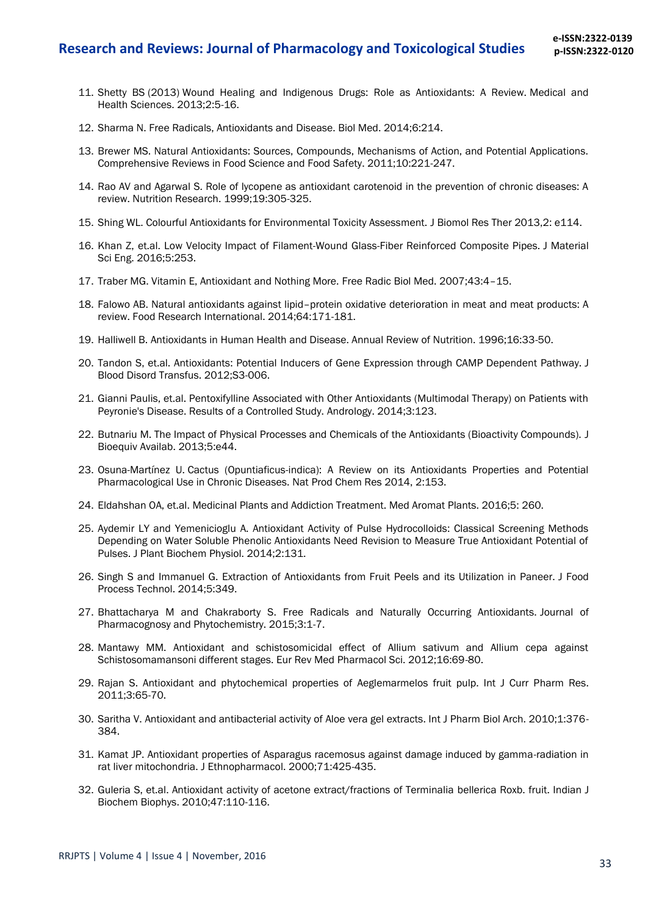11. Shetty BS (2013) Wound Healing and Indigenous Drugs: Role as Antioxidants: A Review. Medical and Health Sciences. 2013;2:5-16.

12. Sharma N. Free Radicals, Antioxidants and Disease. Biol Med. 2014;6:214.

13. Brewer MS. Natural Antioxidants: Sources, Compounds, Mechanisms of Action, and Potential Applications. Comprehensive Reviews in Food Science and Food Safety. 2011;10:221-247.

14. Rao AV and Agarwal S. Role of lycopene as antioxidant carotenoid in the prevention of chronic diseases: A review. Nutrition Research. 1999;19:305-325.

15. Shing WL. Colourful Antioxidants for Environmental Toxicity Assessment. J Biomol Res Ther 2013,2: e114.

16. Khan Z, et.al. Low Velocity Impact of Filament-Wound Glass-Fiber Reinforced Composite Pipes. J Material Sci Eng. 2016;5:253.

17. Traber MG. Vitamin E, Antioxidant and Nothing More. Free Radic Biol Med. 2007;43:4–15.

18. Falowo AB. Natural antioxidants against lipid–protein oxidative deterioration in meat and meat products: A review. Food Research International. 2014;64:171-181.

19. Halliwell B. Antioxidants in Human Health and Disease. Annual Review of Nutrition. 1996;16:33-50.

20. Tandon S, et.al. Antioxidants: Potential Inducers of Gene Expression through CAMP Dependent Pathway. J Blood Disord Transfus. 2012;S3-006.

21. Gianni Paulis, et.al. Pentoxifylline Associated with Other Antioxidants (Multimodal Therapy) on Patients with Peyronie's Disease. Results of a Controlled Study. Andrology. 2014;3:123.

22. Butnariu M. The Impact of Physical Processes and Chemicals of the Antioxidants (Bioactivity Compounds). J Bioequiv Availab. 2013;5:e44.

23. Osuna-Martínez U. Cactus (Opuntiaficus-indica): A Review on its Antioxidants Properties and Potential Pharmacological Use in Chronic Diseases. Nat Prod Chem Res 2014, 2:153.

24. Eldahshan OA, et.al. Medicinal Plants and Addiction Treatment. Med Aromat Plants. 2016;5: 260.

25. Aydemir LY and Yemenicioglu A. Antioxidant Activity of Pulse Hydrocolloids: Classical Screening Methods Depending on Water Soluble Phenolic Antioxidants Need Revision to Measure True Antioxidant Potential of Pulses. J Plant Biochem Physiol. 2014;2:131.

26. Singh S and Immanuel G. Extraction of Antioxidants from Fruit Peels and its Utilization in Paneer. J Food Process Technol. 2014;5:349.

27. Bhattacharya M and Chakraborty S. Free Radicals and Naturally Occurring Antioxidants. Journal of Pharmacognosy and Phytochemistry. 2015;3:1-7.

28. Mantawy MM. Antioxidant and schistosomicidal effect of Allium sativum and Allium cepa against Schistosomamansoni different stages. Eur Rev Med Pharmacol Sci. 2012;16:69-80.

29. Rajan S. Antioxidant and phytochemical properties of Aeglemarmelos fruit pulp. Int J Curr Pharm Res. 2011;3:65-70.

30. Saritha V. Antioxidant and antibacterial activity of Aloe vera gel extracts. Int J Pharm Biol Arch. 2010;1:376-384.

31. Kamat JP. Antioxidant properties of Asparagus racemosus against damage induced by gamma-radiation in rat liver mitochondria. J Ethnopharmacol. 2000;71:425-435.

32. Guleria S, et.al. Antioxidant activity of acetone extract/fractions of Terminalia bellerica Roxb. fruit. Indian J Biochem Biophys. 2010;47:110-116.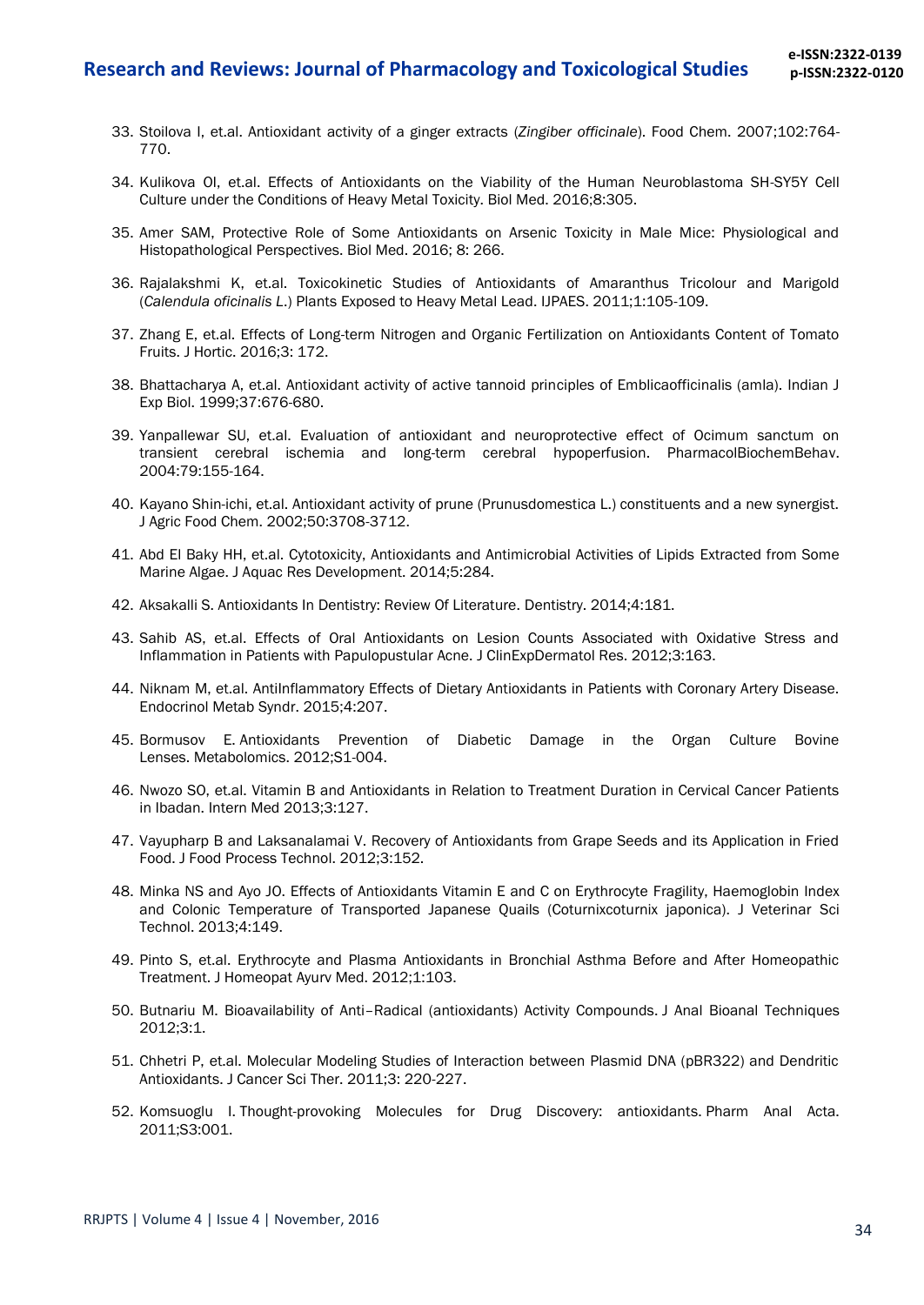33. Stoilova I, et.al. Antioxidant activity of a ginger extracts (*Zingiber officinale*). Food Chem. 2007;102:764-770.

34. Kulikova OI, et.al. Effects of Antioxidants on the Viability of the Human Neuroblastoma SH-SY5Y Cell Culture under the Conditions of Heavy Metal Toxicity. Biol Med. 2016;8:305.

35. Amer SAM, Protective Role of Some Antioxidants on Arsenic Toxicity in Male Mice: Physiological and Histopathological Perspectives. Biol Med. 2016; 8: 266.

36. Rajalakshmi K, et.al. Toxicokinetic Studies of Antioxidants of Amaranthus Tricolour and Marigold (*Calendula oficinalis L.*) Plants Exposed to Heavy Metal Lead. IJPAES. 2011;1:105-109.

37. Zhang E, et.al. Effects of Long-term Nitrogen and Organic Fertilization on Antioxidants Content of Tomato Fruits. J Hortic. 2016;3: 172.

38. Bhattacharya A, et.al. Antioxidant activity of active tannoid principles of Emblicaofficinalis (amla). Indian J Exp Biol. 1999;37:676-680.

39. Yanpallewar SU, et.al. Evaluation of antioxidant and neuroprotective effect of Ocimum sanctum on transient cerebral ischemia and long-term cerebral hypoperfusion. PharmacolBiochemBehav. 2004:79:155-164.

40. Kayano Shin-ichi, et.al. Antioxidant activity of prune (Prunusdomestica L.) constituents and a new synergist. J Agric Food Chem. 2002;50:3708-3712.

41. Abd El Baky HH, et.al. Cytotoxicity, Antioxidants and Antimicrobial Activities of Lipids Extracted from Some Marine Algae. J Aquac Res Development. 2014;5:284.

42. Aksakalli S. Antioxidants In Dentistry: Review Of Literature. Dentistry. 2014;4:181.

43. Sahib AS, et.al. Effects of Oral Antioxidants on Lesion Counts Associated with Oxidative Stress and Inflammation in Patients with Papulopustular Acne. J ClinExpDermatol Res. 2012;3:163.

44. Niknam M, et.al. AntiInflammatory Effects of Dietary Antioxidants in Patients with Coronary Artery Disease. Endocrinol Metab Syndr. 2015;4:207.

45. Bormusov E. Antioxidants Prevention of Diabetic Damage in the Organ Culture Bovine Lenses. Metabolomics. 2012;S1-004.

46. Nwozo SO, et.al. Vitamin B and Antioxidants in Relation to Treatment Duration in Cervical Cancer Patients in Ibadan. Intern Med 2013;3:127.

47. Vayupharp B and Laksanalamai V. Recovery of Antioxidants from Grape Seeds and its Application in Fried Food. J Food Process Technol. 2012;3:152.

48. Minka NS and Ayo JO. Effects of Antioxidants Vitamin E and C on Erythrocyte Fragility, Haemoglobin Index and Colonic Temperature of Transported Japanese Quails (Coturnixcoturnix japonica). J Veterinar Sci Technol. 2013;4:149.

49. Pinto S, et.al. Erythrocyte and Plasma Antioxidants in Bronchial Asthma Before and After Homeopathic Treatment. J Homeopat Ayurv Med. 2012;1:103.

50. Butnariu M. Bioavailability of Anti–Radical (antioxidants) Activity Compounds. J Anal Bioanal Techniques 2012;3:1.

51. Chhetri P, et.al. Molecular Modeling Studies of Interaction between Plasmid DNA (pBR322) and Dendritic Antioxidants. J Cancer Sci Ther. 2011;3: 220-227.

52. Komsuoglu I. Thought-provoking Molecules for Drug Discovery: antioxidants. Pharm Anal Acta. 2011;S3:001.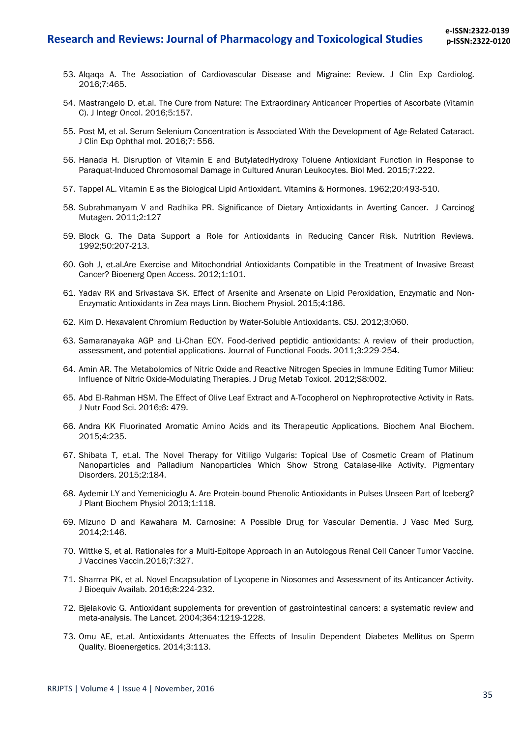53. Alqaqa A. The Association of Cardiovascular Disease and Migraine: Review. J Clin Exp Cardiolog. 2016;7:465.

54. Mastrangelo D, et.al. The Cure from Nature: The Extraordinary Anticancer Properties of Ascorbate (Vitamin C). J Integr Oncol. 2016;5:157.

55. Post M, et al. Serum Selenium Concentration is Associated With the Development of Age-Related Cataract. J Clin Exp Ophthal mol. 2016;7: 556.

56. Hanada H. Disruption of Vitamin E and ButylatedHydroxy Toluene Antioxidant Function in Response to Paraquat-Induced Chromosomal Damage in Cultured Anuran Leukocytes. Biol Med. 2015;7:222.

57. Tappel AL. Vitamin E as the Biological Lipid Antioxidant. Vitamins & Hormones. 1962;20:493-510.

58. Subrahmanyam V and Radhika PR. Significance of Dietary Antioxidants in Averting Cancer. J Carcinog Mutagen. 2011;2:127

59. Block G. The Data Support a Role for Antioxidants in Reducing Cancer Risk. Nutrition Reviews. 1992;50:207-213.

60. Goh J, et.al.Are Exercise and Mitochondrial Antioxidants Compatible in the Treatment of Invasive Breast Cancer? Bioenerg Open Access. 2012;1:101.

61. Yadav RK and Srivastava SK. Effect of Arsenite and Arsenate on Lipid Peroxidation, Enzymatic and Non-Enzymatic Antioxidants in Zea mays Linn. Biochem Physiol. 2015;4:186.

62. Kim D. Hexavalent Chromium Reduction by Water-Soluble Antioxidants. CSJ. 2012;3:060.

63. Samaranayaka AGP and Li-Chan ECY. Food-derived peptidic antioxidants: A review of their production, assessment, and potential applications. Journal of Functional Foods. 2011;3:229-254.

64. Amin AR. The Metabolomics of Nitric Oxide and Reactive Nitrogen Species in Immune Editing Tumor Milieu: Influence of Nitric Oxide-Modulating Therapies. J Drug Metab Toxicol. 2012;S8:002.

65. Abd El-Rahman HSM. The Effect of Olive Leaf Extract and A-Tocopherol on Nephroprotective Activity in Rats. J Nutr Food Sci. 2016;6: 479.

66. Andra KK Fluorinated Aromatic Amino Acids and its Therapeutic Applications. Biochem Anal Biochem. 2015;4:235.

67. Shibata T, et.al. The Novel Therapy for Vitiligo Vulgaris: Topical Use of Cosmetic Cream of Platinum Nanoparticles and Palladium Nanoparticles Which Show Strong Catalase-like Activity. Pigmentary Disorders. 2015;2:184.

68. Aydemir LY and Yemenicioglu A. Are Protein-bound Phenolic Antioxidants in Pulses Unseen Part of Iceberg? J Plant Biochem Physiol 2013;1:118.

69. Mizuno D and Kawahara M. Carnosine: A Possible Drug for Vascular Dementia. J Vasc Med Surg. 2014;2:146.

70. Wittke S, et al. Rationales for a Multi-Epitope Approach in an Autologous Renal Cell Cancer Tumor Vaccine. J Vaccines Vaccin.2016;7:327.

71. Sharma PK, et al. Novel Encapsulation of Lycopene in Niosomes and Assessment of its Anticancer Activity. J Bioequiv Availab. 2016;8:224-232.

72. Bjelakovic G. Antioxidant supplements for prevention of gastrointestinal cancers: a systematic review and meta-analysis. The Lancet. 2004;364:1219-1228.

73. Omu AE, et.al. Antioxidants Attenuates the Effects of Insulin Dependent Diabetes Mellitus on Sperm Quality. Bioenergetics. 2014;3:113.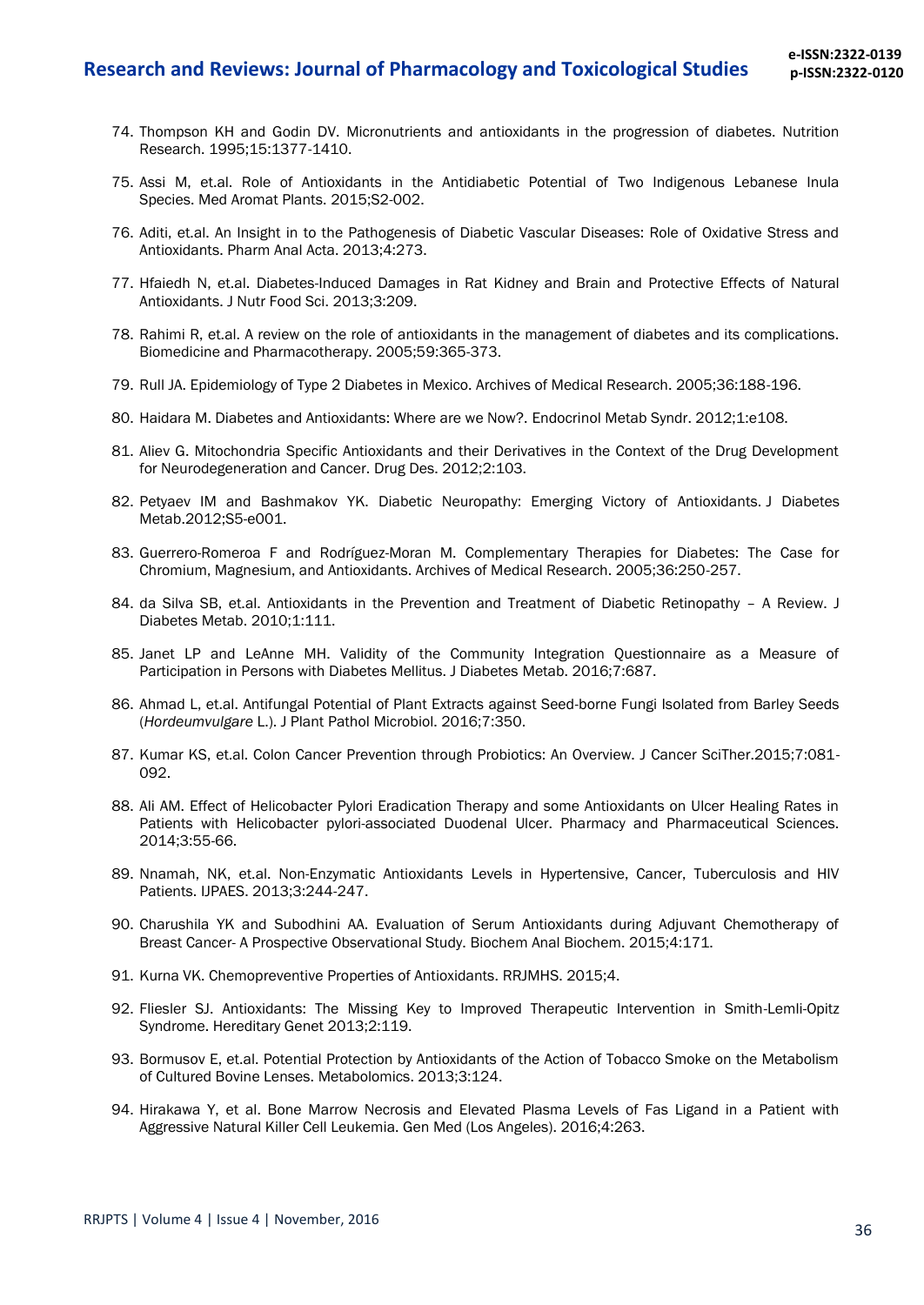74. Thompson KH and Godin DV. Micronutrients and antioxidants in the progression of diabetes. Nutrition Research. 1995;15:1377-1410.

75. Assi M, et.al. Role of Antioxidants in the Antidiabetic Potential of Two Indigenous Lebanese Inula Species. Med Aromat Plants. 2015;S2-002.

76. Aditi, et.al. An Insight in to the Pathogenesis of Diabetic Vascular Diseases: Role of Oxidative Stress and Antioxidants. Pharm Anal Acta. 2013;4:273.

77. Hfaiedh N, et.al. Diabetes-Induced Damages in Rat Kidney and Brain and Protective Effects of Natural Antioxidants. J Nutr Food Sci. 2013;3:209.

78. Rahimi R, et.al. A review on the role of antioxidants in the management of diabetes and its complications. Biomedicine and Pharmacotherapy. 2005;59:365-373.

79. Rull JA. Epidemiology of Type 2 Diabetes in Mexico. Archives of Medical Research. 2005;36:188-196.

80. Haidara M. Diabetes and Antioxidants: Where are we Now?. Endocrinol Metab Syndr. 2012;1:e108.

81. Aliev G. Mitochondria Specific Antioxidants and their Derivatives in the Context of the Drug Development for Neurodegeneration and Cancer. Drug Des. 2012;2:103.

82. Petyaev IM and Bashmakov YK. Diabetic Neuropathy: Emerging Victory of Antioxidants. J Diabetes Metab.2012;S5-e001.

83. Guerrero-Romeroa F and Rodríguez-Moran M. Complementary Therapies for Diabetes: The Case for Chromium, Magnesium, and Antioxidants. Archives of Medical Research. 2005;36:250-257.

84. da Silva SB, et.al. Antioxidants in the Prevention and Treatment of Diabetic Retinopathy – A Review. J Diabetes Metab. 2010;1:111.

85. Janet LP and LeAnne MH. Validity of the Community Integration Questionnaire as a Measure of Participation in Persons with Diabetes Mellitus. J Diabetes Metab. 2016;7:687.

86. Ahmad L, et.al. Antifungal Potential of Plant Extracts against Seed-borne Fungi Isolated from Barley Seeds (*Hordeumvulgare* L.). J Plant Pathol Microbiol. 2016;7:350.

87. Kumar KS, et.al. Colon Cancer Prevention through Probiotics: An Overview. J Cancer SciTher.2015;7:081-092.

88. Ali AM. Effect of Helicobacter Pylori Eradication Therapy and some Antioxidants on Ulcer Healing Rates in Patients with Helicobacter pylori-associated Duodenal Ulcer. Pharmacy and Pharmaceutical Sciences. 2014;3:55-66.

89. Nnamah, NK, et.al. Non-Enzymatic Antioxidants Levels in Hypertensive, Cancer, Tuberculosis and HIV Patients. IJPAES. 2013;3:244-247.

90. Charushila YK and Subodhini AA. Evaluation of Serum Antioxidants during Adjuvant Chemotherapy of Breast Cancer- A Prospective Observational Study. Biochem Anal Biochem. 2015;4:171.

91. Kurna VK. Chemopreventive Properties of Antioxidants. RRJMHS. 2015;4.

92. Fliesler SJ. Antioxidants: The Missing Key to Improved Therapeutic Intervention in Smith-Lemli-Opitz Syndrome. Hereditary Genet 2013;2:119.

93. Bormusov E, et.al. Potential Protection by Antioxidants of the Action of Tobacco Smoke on the Metabolism of Cultured Bovine Lenses. Metabolomics. 2013;3:124.

94. Hirakawa Y, et al. Bone Marrow Necrosis and Elevated Plasma Levels of Fas Ligand in a Patient with Aggressive Natural Killer Cell Leukemia. Gen Med (Los Angeles). 2016;4:263.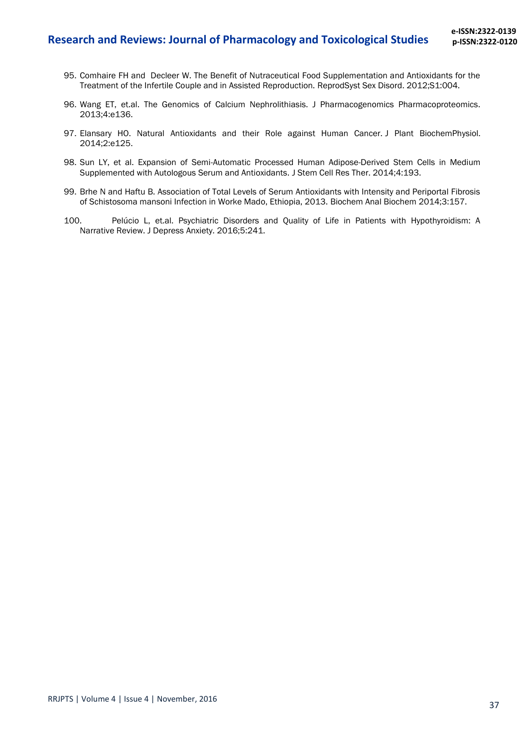95. Comhaire FH and Decleer W. The Benefit of Nutraceutical Food Supplementation and Antioxidants for the Treatment of the Infertile Couple and in Assisted Reproduction. ReprodSyst Sex Disord. 2012;S1:004.

96. Wang ET, et.al. The Genomics of Calcium Nephrolithiasis. J Pharmacogenomics Pharmacoproteomics. 2013;4:e136.

97. Elansary HO. Natural Antioxidants and their Role against Human Cancer. J Plant BiochemPhysiol. 2014;2:e125.

98. Sun LY, et al. Expansion of Semi-Automatic Processed Human Adipose-Derived Stem Cells in Medium Supplemented with Autologous Serum and Antioxidants. J Stem Cell Res Ther. 2014;4:193.

99. Brhe N and Haftu B. Association of Total Levels of Serum Antioxidants with Intensity and Periportal Fibrosis of Schistosoma mansoni Infection in Worke Mado, Ethiopia, 2013. Biochem Anal Biochem 2014;3:157.

100. Pelúcio L, et.al. Psychiatric Disorders and Quality of Life in Patients with Hypothyroidism: A Narrative Review. J Depress Anxiety. 2016;5:241.